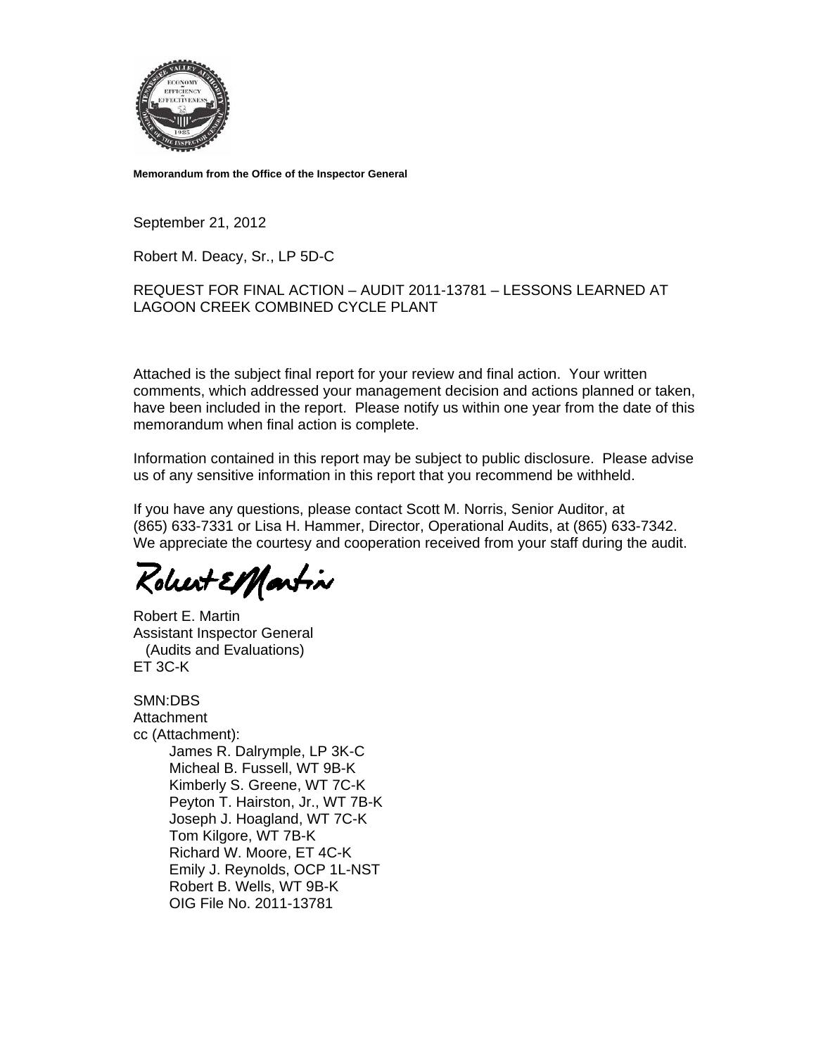**Memorandum from the Office of the Inspector General**

September 21, 2012

Robert M. Deacy, Sr., LP 5D-C

REQUEST FOR FINAL ACTION – AUDIT 2011-13781 – LESSONS LEARNED AT LAGOON CREEK COMBINED CYCLE PLANT

Attached is the subject final report for your review and final action. Your written comments, which addressed your management decision and actions planned or taken, have been included in the report. Please notify us within one year from the date of this memorandum when final action is complete.

Information contained in this report may be subject to public disclosure. Please advise us of any sensitive information in this report that you recommend be withheld.

If you have any questions, please contact Scott M. Norris, Senior Auditor, at (865) 633-7331 or Lisa H. Hammer, Director, Operational Audits, at (865) 633-7342. We appreciate the courtesy and cooperation received from your staff during the audit.

Robert E. Martin
Assistant Inspector General
(Audits and Evaluations)
ET 3C-K

SMN:DBS
Attachment
cc (Attachment):
James R. Dalrymple, LP 3K-C
Micheal B. Fussell, WT 9B-K
Kimberly S. Greene, WT 7C-K
Peyton T. Hairston, Jr., WT 7B-K
Joseph J. Hoagland, WT 7C-K
Tom Kilgore, WT 7B-K
Richard W. Moore, ET 4C-K
Emily J. Reynolds, OCP 1L-NST
Robert B. Wells, WT 9B-K
OIG File No. 2011-13781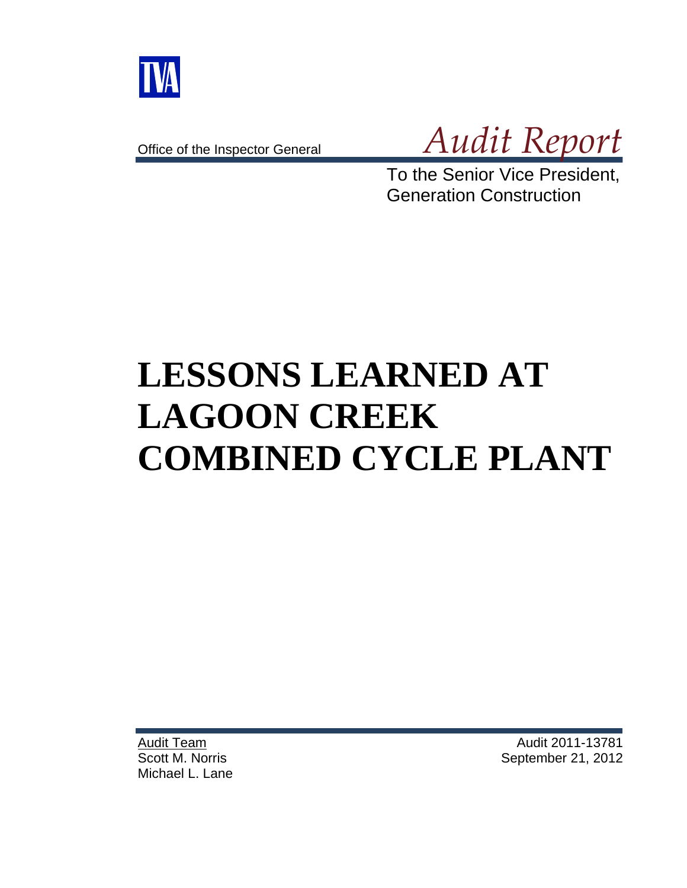Office of the Inspector General

*Audit Report*

To the Senior Vice President,
Generation Construction

# LESSONS LEARNED AT LAGOON CREEK COMBINED CYCLE PLANT

Audit Team
Scott M. Norris
Michael L. Lane

Audit 2011-13781
September 21, 2012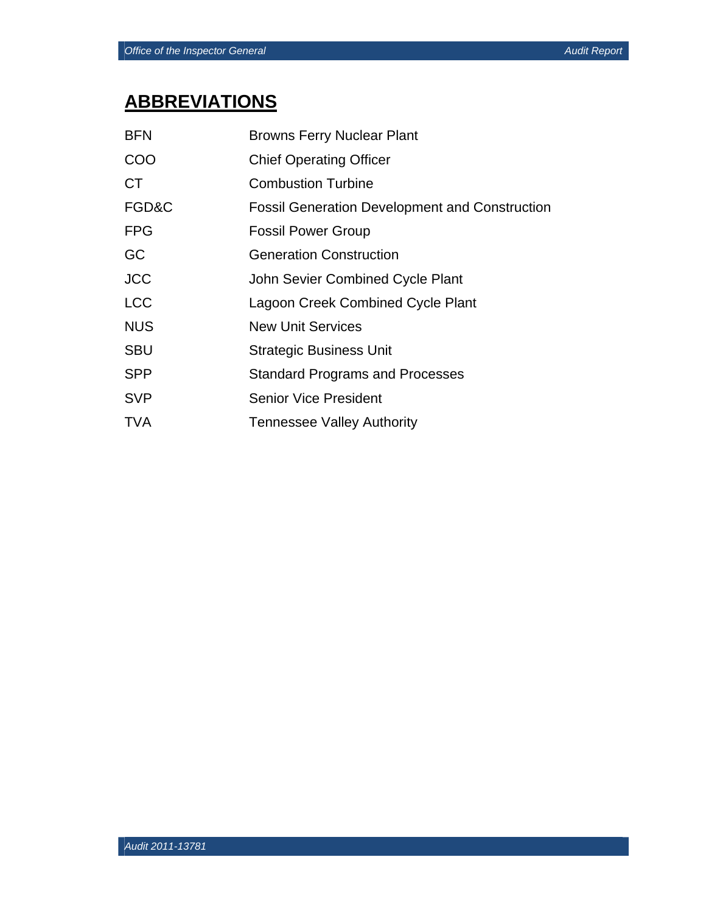# ABBREVIATIONS

| | |
|---|---|
| BFN | Browns Ferry Nuclear Plant |
| COO | Chief Operating Officer |
| CT | Combustion Turbine |
| FGD&C | Fossil Generation Development and Construction |
| FPG | Fossil Power Group |
| GC | Generation Construction |
| JCC | John Sevier Combined Cycle Plant |
| LCC | Lagoon Creek Combined Cycle Plant |
| NUS | New Unit Services |
| SBU | Strategic Business Unit |
| SPP | Standard Programs and Processes |
| SVP | Senior Vice President |
| TVA | Tennessee Valley Authority |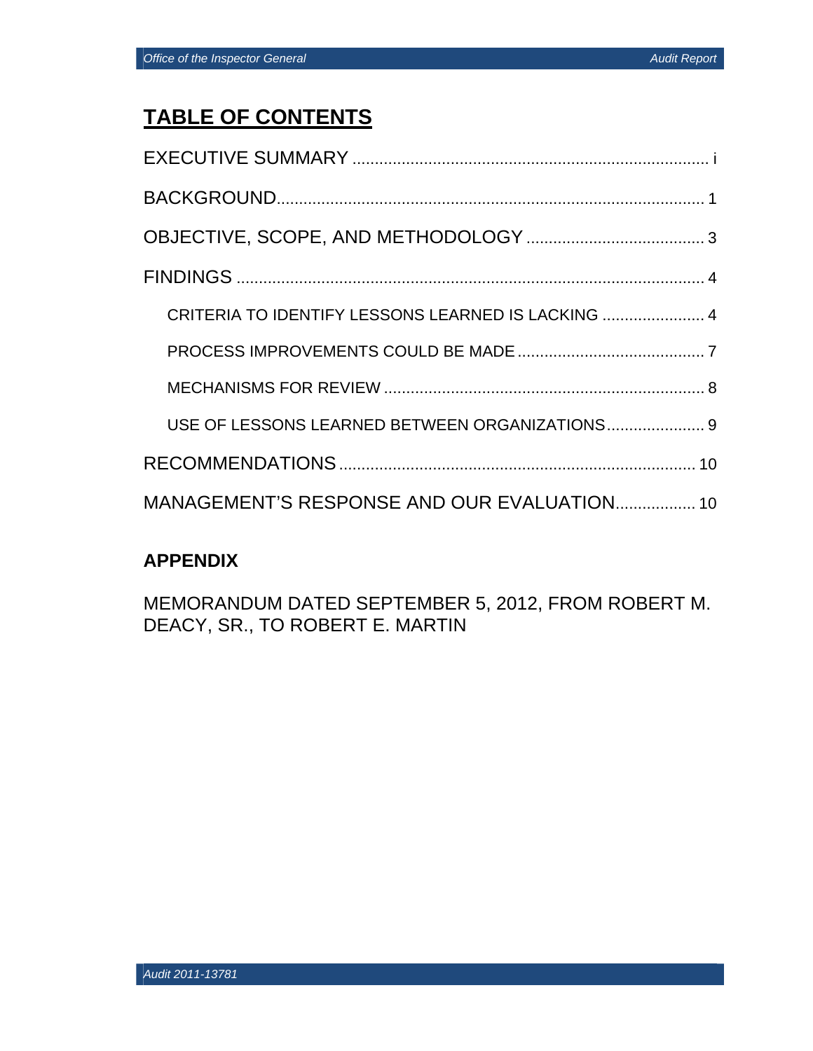# TABLE OF CONTENTS

EXECUTIVE SUMMARY ................................................................................ i

BACKGROUND................................................................................................ 1

OBJECTIVE, SCOPE, AND METHODOLOGY ........................................ 3

FINDINGS ......................................................................................................... 4

- CRITERIA TO IDENTIFY LESSONS LEARNED IS LACKING ....................... 4
- PROCESS IMPROVEMENTS COULD BE MADE .......................................... 7
- MECHANISMS FOR REVIEW ........................................................................ 8
- USE OF LESSONS LEARNED BETWEEN ORGANIZATIONS...................... 9

RECOMMENDATIONS ................................................................................ 10

MANAGEMENT'S RESPONSE AND OUR EVALUATION.................. 10

## APPENDIX

MEMORANDUM DATED SEPTEMBER 5, 2012, FROM ROBERT M. DEACY, SR., TO ROBERT E. MARTIN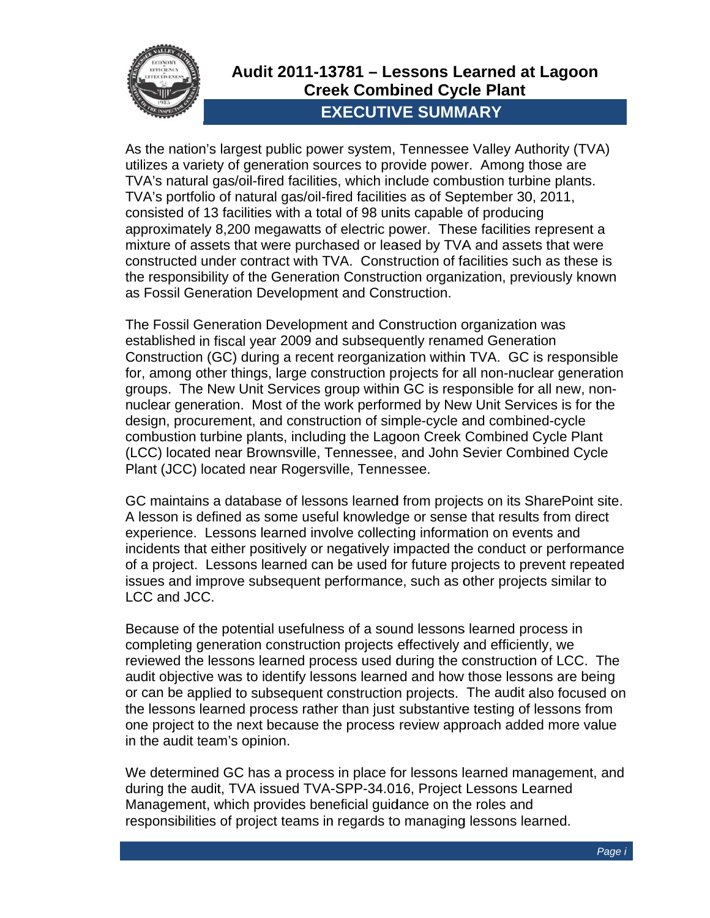# Audit 2011-13781 – Lessons Learned at Lagoon Creek Combined Cycle Plant

## EXECUTIVE SUMMARY

As the nation's largest public power system, Tennessee Valley Authority (TVA) utilizes a variety of generation sources to provide power. Among those are TVA's natural gas/oil-fired facilities, which include combustion turbine plants. TVA's portfolio of natural gas/oil-fired facilities as of September 30, 2011, consisted of 13 facilities with a total of 98 units capable of producing approximately 8,200 megawatts of electric power. These facilities represent a mixture of assets that were purchased or leased by TVA and assets that were constructed under contract with TVA. Construction of facilities such as these is the responsibility of the Generation Construction organization, previously known as Fossil Generation Development and Construction.

The Fossil Generation Development and Construction organization was established in fiscal year 2009 and subsequently renamed Generation Construction (GC) during a recent reorganization within TVA. GC is responsible for, among other things, large construction projects for all non-nuclear generation groups. The New Unit Services group within GC is responsible for all new, non-nuclear generation. Most of the work performed by New Unit Services is for the design, procurement, and construction of simple-cycle and combined-cycle combustion turbine plants, including the Lagoon Creek Combined Cycle Plant (LCC) located near Brownsville, Tennessee, and John Sevier Combined Cycle Plant (JCC) located near Rogersville, Tennessee.

GC maintains a database of lessons learned from projects on its SharePoint site. A lesson is defined as some useful knowledge or sense that results from direct experience. Lessons learned involve collecting information on events and incidents that either positively or negatively impacted the conduct or performance of a project. Lessons learned can be used for future projects to prevent repeated issues and improve subsequent performance, such as other projects similar to LCC and JCC.

Because of the potential usefulness of a sound lessons learned process in completing generation construction projects effectively and efficiently, we reviewed the lessons learned process used during the construction of LCC. The audit objective was to identify lessons learned and how those lessons are being or can be applied to subsequent construction projects. The audit also focused on the lessons learned process rather than just substantive testing of lessons from one project to the next because the process review approach added more value in the audit team's opinion.

We determined GC has a process in place for lessons learned management, and during the audit, TVA issued TVA-SPP-34.016, Project Lessons Learned Management, which provides beneficial guidance on the roles and responsibilities of project teams in regards to managing lessons learned.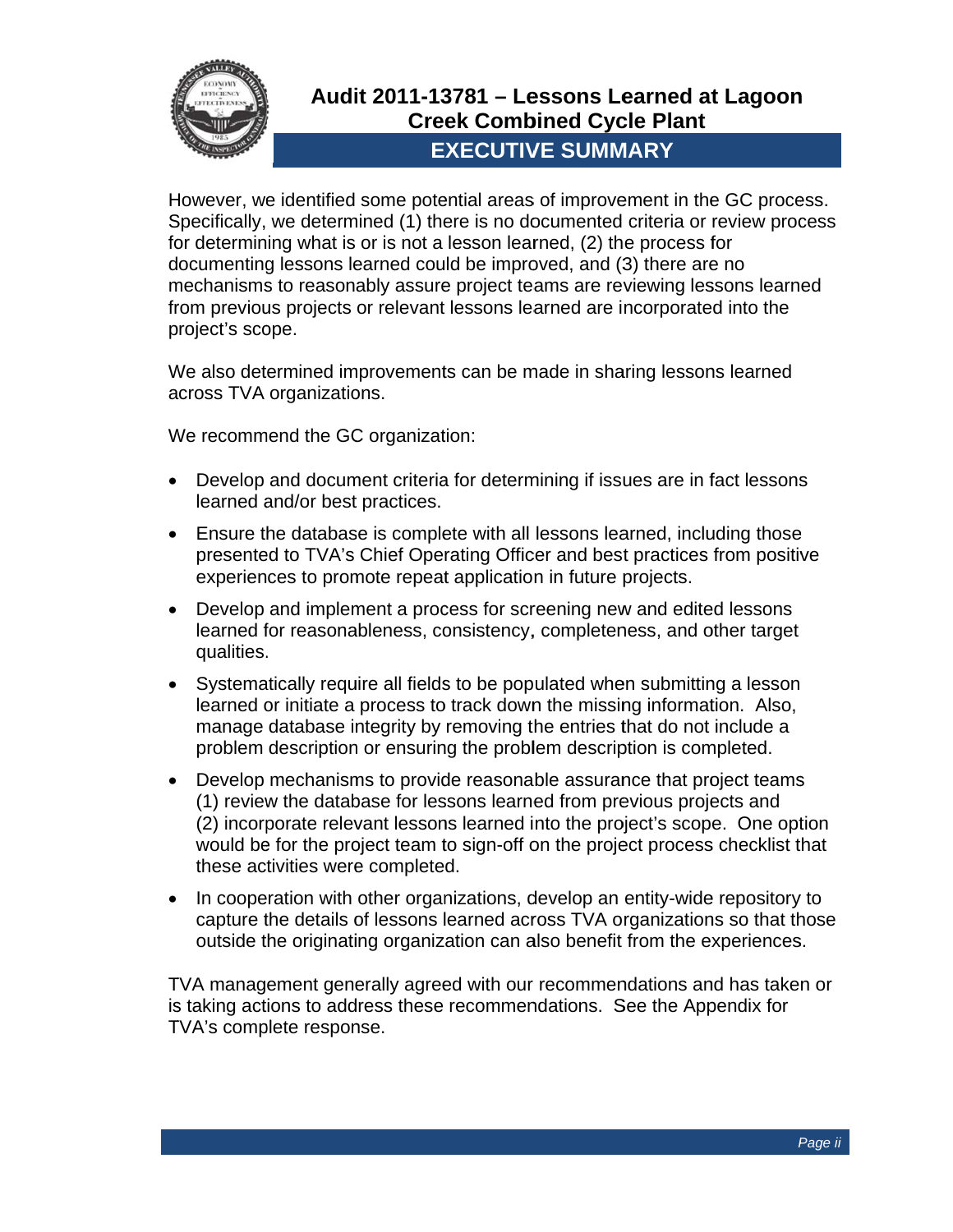# Audit 2011-13781 – Lessons Learned at Lagoon Creek Combined Cycle Plant

## EXECUTIVE SUMMARY

However, we identified some potential areas of improvement in the GC process. Specifically, we determined (1) there is no documented criteria or review process for determining what is or is not a lesson learned, (2) the process for documenting lessons learned could be improved, and (3) there are no mechanisms to reasonably assure project teams are reviewing lessons learned from previous projects or relevant lessons learned are incorporated into the project's scope.

We also determined improvements can be made in sharing lessons learned across TVA organizations.

We recommend the GC organization:

- Develop and document criteria for determining if issues are in fact lessons learned and/or best practices.
- Ensure the database is complete with all lessons learned, including those presented to TVA's Chief Operating Officer and best practices from positive experiences to promote repeat application in future projects.
- Develop and implement a process for screening new and edited lessons learned for reasonableness, consistency, completeness, and other target qualities.
- Systematically require all fields to be populated when submitting a lesson learned or initiate a process to track down the missing information. Also, manage database integrity by removing the entries that do not include a problem description or ensuring the problem description is completed.
- Develop mechanisms to provide reasonable assurance that project teams (1) review the database for lessons learned from previous projects and (2) incorporate relevant lessons learned into the project's scope. One option would be for the project team to sign-off on the project process checklist that these activities were completed.
- In cooperation with other organizations, develop an entity-wide repository to capture the details of lessons learned across TVA organizations so that those outside the originating organization can also benefit from the experiences.

TVA management generally agreed with our recommendations and has taken or is taking actions to address these recommendations. See the Appendix for TVA's complete response.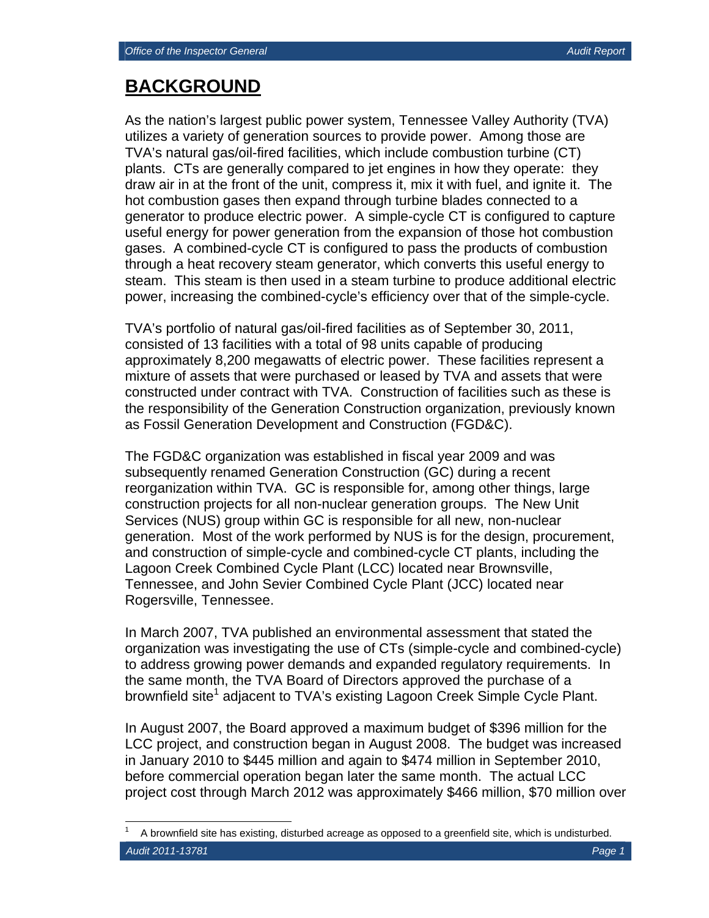# BACKGROUND

As the nation's largest public power system, Tennessee Valley Authority (TVA) utilizes a variety of generation sources to provide power. Among those are TVA's natural gas/oil-fired facilities, which include combustion turbine (CT) plants. CTs are generally compared to jet engines in how they operate: they draw air in at the front of the unit, compress it, mix it with fuel, and ignite it. The hot combustion gases then expand through turbine blades connected to a generator to produce electric power. A simple-cycle CT is configured to capture useful energy for power generation from the expansion of those hot combustion gases. A combined-cycle CT is configured to pass the products of combustion through a heat recovery steam generator, which converts this useful energy to steam. This steam is then used in a steam turbine to produce additional electric power, increasing the combined-cycle's efficiency over that of the simple-cycle.

TVA's portfolio of natural gas/oil-fired facilities as of September 30, 2011, consisted of 13 facilities with a total of 98 units capable of producing approximately 8,200 megawatts of electric power. These facilities represent a mixture of assets that were purchased or leased by TVA and assets that were constructed under contract with TVA. Construction of facilities such as these is the responsibility of the Generation Construction organization, previously known as Fossil Generation Development and Construction (FGD&C).

The FGD&C organization was established in fiscal year 2009 and was subsequently renamed Generation Construction (GC) during a recent reorganization within TVA. GC is responsible for, among other things, large construction projects for all non-nuclear generation groups. The New Unit Services (NUS) group within GC is responsible for all new, non-nuclear generation. Most of the work performed by NUS is for the design, procurement, and construction of simple-cycle and combined-cycle CT plants, including the Lagoon Creek Combined Cycle Plant (LCC) located near Brownsville, Tennessee, and John Sevier Combined Cycle Plant (JCC) located near Rogersville, Tennessee.

In March 2007, TVA published an environmental assessment that stated the organization was investigating the use of CTs (simple-cycle and combined-cycle) to address growing power demands and expanded regulatory requirements. In the same month, the TVA Board of Directors approved the purchase of a brownfield site[1] adjacent to TVA's existing Lagoon Creek Simple Cycle Plant.

In August 2007, the Board approved a maximum budget of $396 million for the LCC project, and construction began in August 2008. The budget was increased in January 2010 to $445 million and again to $474 million in September 2010, before commercial operation began later the same month. The actual LCC project cost through March 2012 was approximately $466 million, $70 million over

[1] A brownfield site has existing, disturbed acreage as opposed to a greenfield site, which is undisturbed.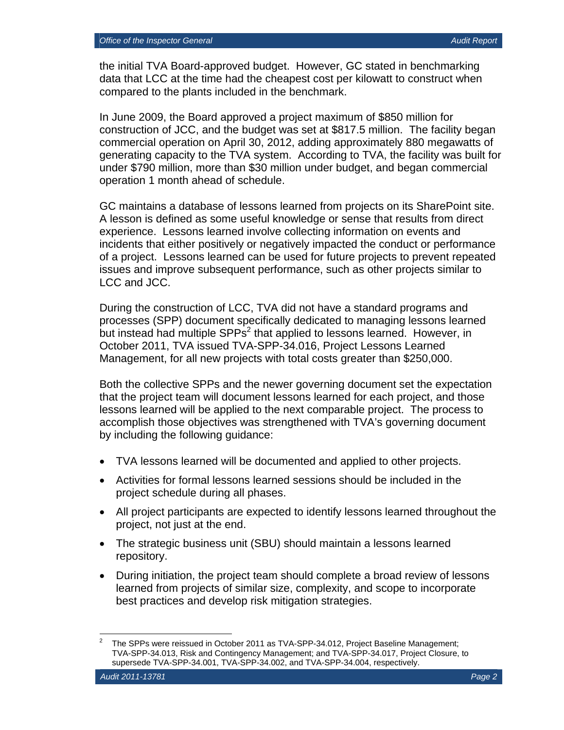the initial TVA Board-approved budget. However, GC stated in benchmarking data that LCC at the time had the cheapest cost per kilowatt to construct when compared to the plants included in the benchmark.

In June 2009, the Board approved a project maximum of $850 million for construction of JCC, and the budget was set at $817.5 million. The facility began commercial operation on April 30, 2012, adding approximately 880 megawatts of generating capacity to the TVA system. According to TVA, the facility was built for under $790 million, more than $30 million under budget, and began commercial operation 1 month ahead of schedule.

GC maintains a database of lessons learned from projects on its SharePoint site. A lesson is defined as some useful knowledge or sense that results from direct experience. Lessons learned involve collecting information on events and incidents that either positively or negatively impacted the conduct or performance of a project. Lessons learned can be used for future projects to prevent repeated issues and improve subsequent performance, such as other projects similar to LCC and JCC.

During the construction of LCC, TVA did not have a standard programs and processes (SPP) document specifically dedicated to managing lessons learned but instead had multiple SPPs[2] that applied to lessons learned. However, in October 2011, TVA issued TVA-SPP-34.016, Project Lessons Learned Management, for all new projects with total costs greater than $250,000.

Both the collective SPPs and the newer governing document set the expectation that the project team will document lessons learned for each project, and those lessons learned will be applied to the next comparable project. The process to accomplish those objectives was strengthened with TVA's governing document by including the following guidance:

- TVA lessons learned will be documented and applied to other projects.
- Activities for formal lessons learned sessions should be included in the project schedule during all phases.
- All project participants are expected to identify lessons learned throughout the project, not just at the end.
- The strategic business unit (SBU) should maintain a lessons learned repository.
- During initiation, the project team should complete a broad review of lessons learned from projects of similar size, complexity, and scope to incorporate best practices and develop risk mitigation strategies.

---

[2] The SPPs were reissued in October 2011 as TVA-SPP-34.012, Project Baseline Management; TVA-SPP-34.013, Risk and Contingency Management; and TVA-SPP-34.017, Project Closure, to supersede TVA-SPP-34.001, TVA-SPP-34.002, and TVA-SPP-34.004, respectively.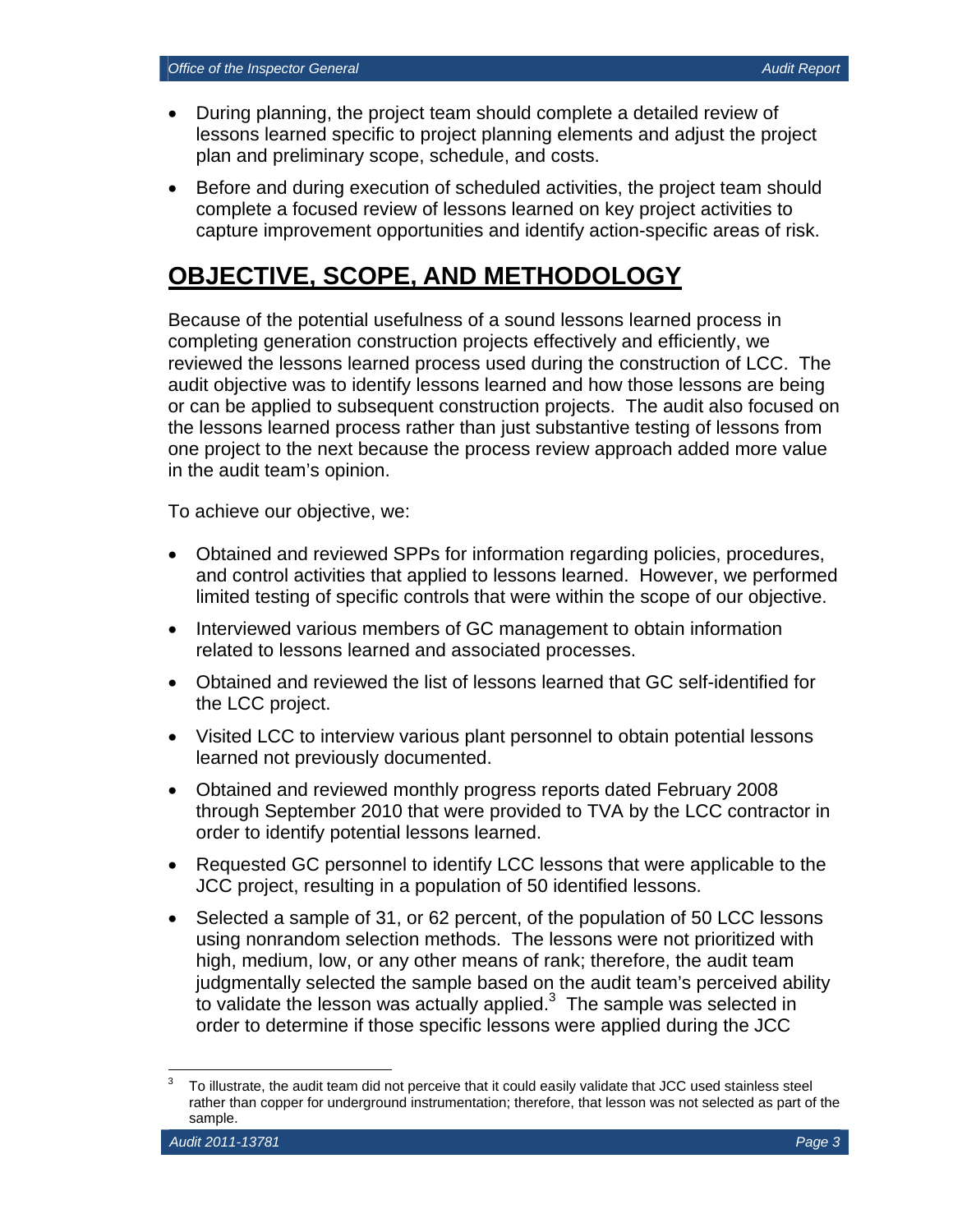- During planning, the project team should complete a detailed review of lessons learned specific to project planning elements and adjust the project plan and preliminary scope, schedule, and costs.
- Before and during execution of scheduled activities, the project team should complete a focused review of lessons learned on key project activities to capture improvement opportunities and identify action-specific areas of risk.

# OBJECTIVE, SCOPE, AND METHODOLOGY

Because of the potential usefulness of a sound lessons learned process in completing generation construction projects effectively and efficiently, we reviewed the lessons learned process used during the construction of LCC. The audit objective was to identify lessons learned and how those lessons are being or can be applied to subsequent construction projects. The audit also focused on the lessons learned process rather than just substantive testing of lessons from one project to the next because the process review approach added more value in the audit team's opinion.

To achieve our objective, we:

- Obtained and reviewed SPPs for information regarding policies, procedures, and control activities that applied to lessons learned. However, we performed limited testing of specific controls that were within the scope of our objective.
- Interviewed various members of GC management to obtain information related to lessons learned and associated processes.
- Obtained and reviewed the list of lessons learned that GC self-identified for the LCC project.
- Visited LCC to interview various plant personnel to obtain potential lessons learned not previously documented.
- Obtained and reviewed monthly progress reports dated February 2008 through September 2010 that were provided to TVA by the LCC contractor in order to identify potential lessons learned.
- Requested GC personnel to identify LCC lessons that were applicable to the JCC project, resulting in a population of 50 identified lessons.
- Selected a sample of 31, or 62 percent, of the population of 50 LCC lessons using nonrandom selection methods. The lessons were not prioritized with high, medium, low, or any other means of rank; therefore, the audit team judgmentally selected the sample based on the audit team's perceived ability to validate the lesson was actually applied.[3] The sample was selected in order to determine if those specific lessons were applied during the JCC

[3] To illustrate, the audit team did not perceive that it could easily validate that JCC used stainless steel rather than copper for underground instrumentation; therefore, that lesson was not selected as part of the sample.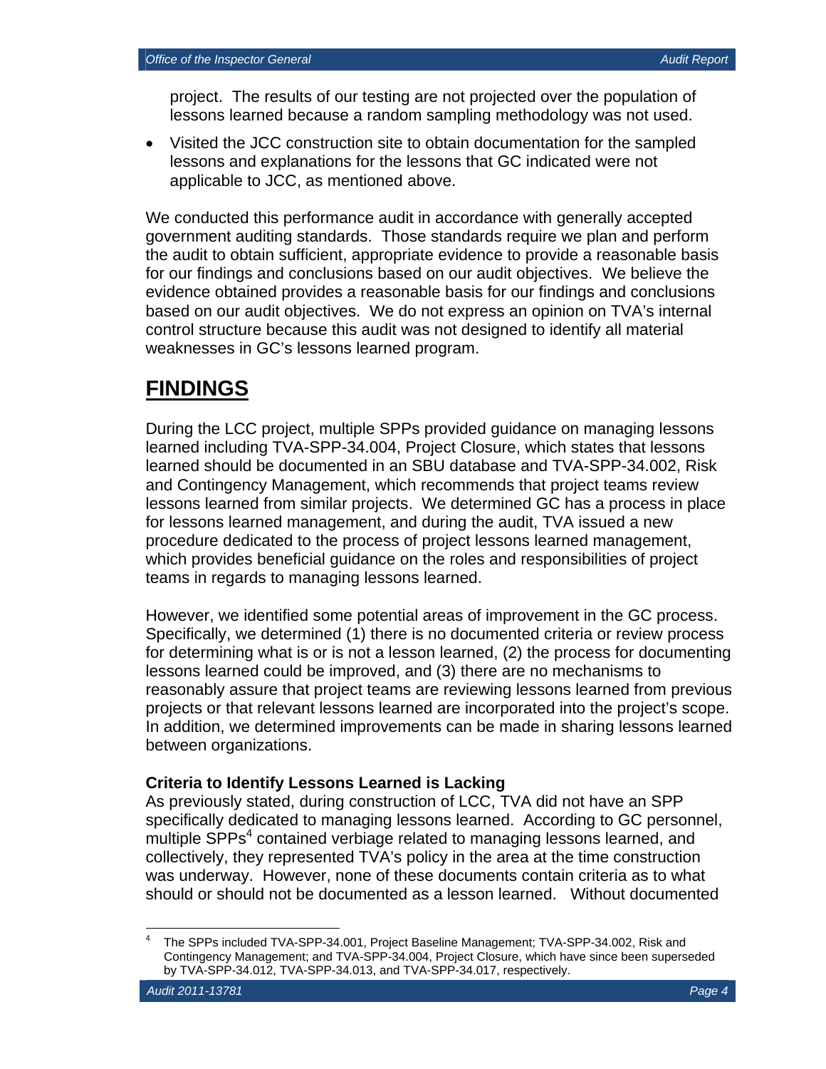project. The results of our testing are not projected over the population of lessons learned because a random sampling methodology was not used.

- Visited the JCC construction site to obtain documentation for the sampled lessons and explanations for the lessons that GC indicated were not applicable to JCC, as mentioned above.

We conducted this performance audit in accordance with generally accepted government auditing standards. Those standards require we plan and perform the audit to obtain sufficient, appropriate evidence to provide a reasonable basis for our findings and conclusions based on our audit objectives. We believe the evidence obtained provides a reasonable basis for our findings and conclusions based on our audit objectives. We do not express an opinion on TVA's internal control structure because this audit was not designed to identify all material weaknesses in GC's lessons learned program.

# FINDINGS

During the LCC project, multiple SPPs provided guidance on managing lessons learned including TVA-SPP-34.004, Project Closure, which states that lessons learned should be documented in an SBU database and TVA-SPP-34.002, Risk and Contingency Management, which recommends that project teams review lessons learned from similar projects. We determined GC has a process in place for lessons learned management, and during the audit, TVA issued a new procedure dedicated to the process of project lessons learned management, which provides beneficial guidance on the roles and responsibilities of project teams in regards to managing lessons learned.

However, we identified some potential areas of improvement in the GC process. Specifically, we determined (1) there is no documented criteria or review process for determining what is or is not a lesson learned, (2) the process for documenting lessons learned could be improved, and (3) there are no mechanisms to reasonably assure that project teams are reviewing lessons learned from previous projects or that relevant lessons learned are incorporated into the project's scope. In addition, we determined improvements can be made in sharing lessons learned between organizations.

### Criteria to Identify Lessons Learned is Lacking

As previously stated, during construction of LCC, TVA did not have an SPP specifically dedicated to managing lessons learned. According to GC personnel, multiple SPPs[4] contained verbiage related to managing lessons learned, and collectively, they represented TVA's policy in the area at the time construction was underway. However, none of these documents contain criteria as to what should or should not be documented as a lesson learned. Without documented

[4] The SPPs included TVA-SPP-34.001, Project Baseline Management; TVA-SPP-34.002, Risk and Contingency Management; and TVA-SPP-34.004, Project Closure, which have since been superseded by TVA-SPP-34.012, TVA-SPP-34.013, and TVA-SPP-34.017, respectively.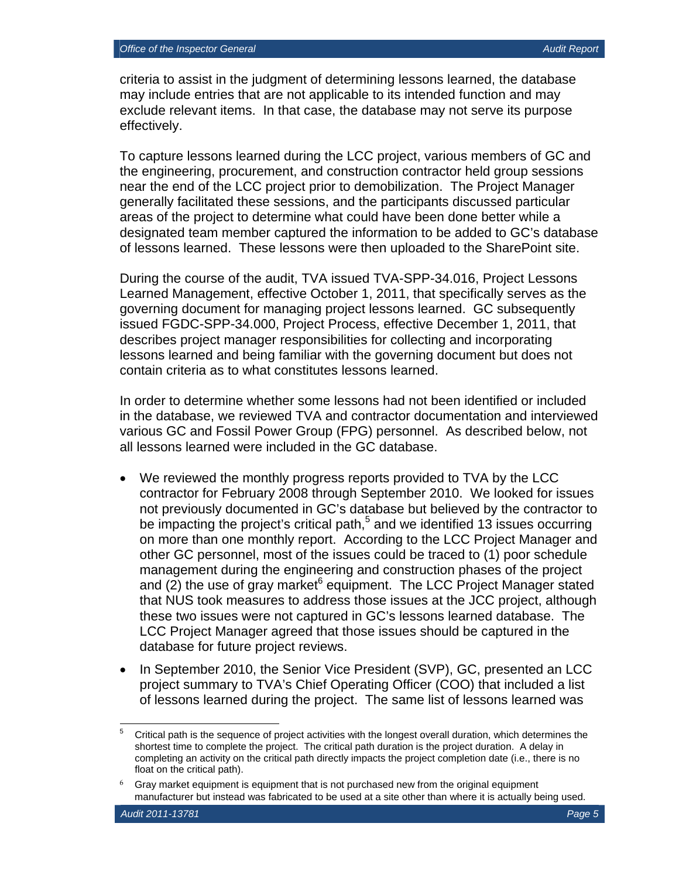criteria to assist in the judgment of determining lessons learned, the database may include entries that are not applicable to its intended function and may exclude relevant items. In that case, the database may not serve its purpose effectively.

To capture lessons learned during the LCC project, various members of GC and the engineering, procurement, and construction contractor held group sessions near the end of the LCC project prior to demobilization. The Project Manager generally facilitated these sessions, and the participants discussed particular areas of the project to determine what could have been done better while a designated team member captured the information to be added to GC's database of lessons learned. These lessons were then uploaded to the SharePoint site.

During the course of the audit, TVA issued TVA-SPP-34.016, Project Lessons Learned Management, effective October 1, 2011, that specifically serves as the governing document for managing project lessons learned. GC subsequently issued FGDC-SPP-34.000, Project Process, effective December 1, 2011, that describes project manager responsibilities for collecting and incorporating lessons learned and being familiar with the governing document but does not contain criteria as to what constitutes lessons learned.

In order to determine whether some lessons had not been identified or included in the database, we reviewed TVA and contractor documentation and interviewed various GC and Fossil Power Group (FPG) personnel. As described below, not all lessons learned were included in the GC database.

- We reviewed the monthly progress reports provided to TVA by the LCC contractor for February 2008 through September 2010. We looked for issues not previously documented in GC's database but believed by the contractor to be impacting the project's critical path,[5] and we identified 13 issues occurring on more than one monthly report. According to the LCC Project Manager and other GC personnel, most of the issues could be traced to (1) poor schedule management during the engineering and construction phases of the project and (2) the use of gray market[6] equipment. The LCC Project Manager stated that NUS took measures to address those issues at the JCC project, although these two issues were not captured in GC's lessons learned database. The LCC Project Manager agreed that those issues should be captured in the database for future project reviews.
- In September 2010, the Senior Vice President (SVP), GC, presented an LCC project summary to TVA's Chief Operating Officer (COO) that included a list of lessons learned during the project. The same list of lessons learned was

[5] Critical path is the sequence of project activities with the longest overall duration, which determines the shortest time to complete the project. The critical path duration is the project duration. A delay in completing an activity on the critical path directly impacts the project completion date (i.e., there is no float on the critical path).

[6] Gray market equipment is equipment that is not purchased new from the original equipment manufacturer but instead was fabricated to be used at a site other than where it is actually being used.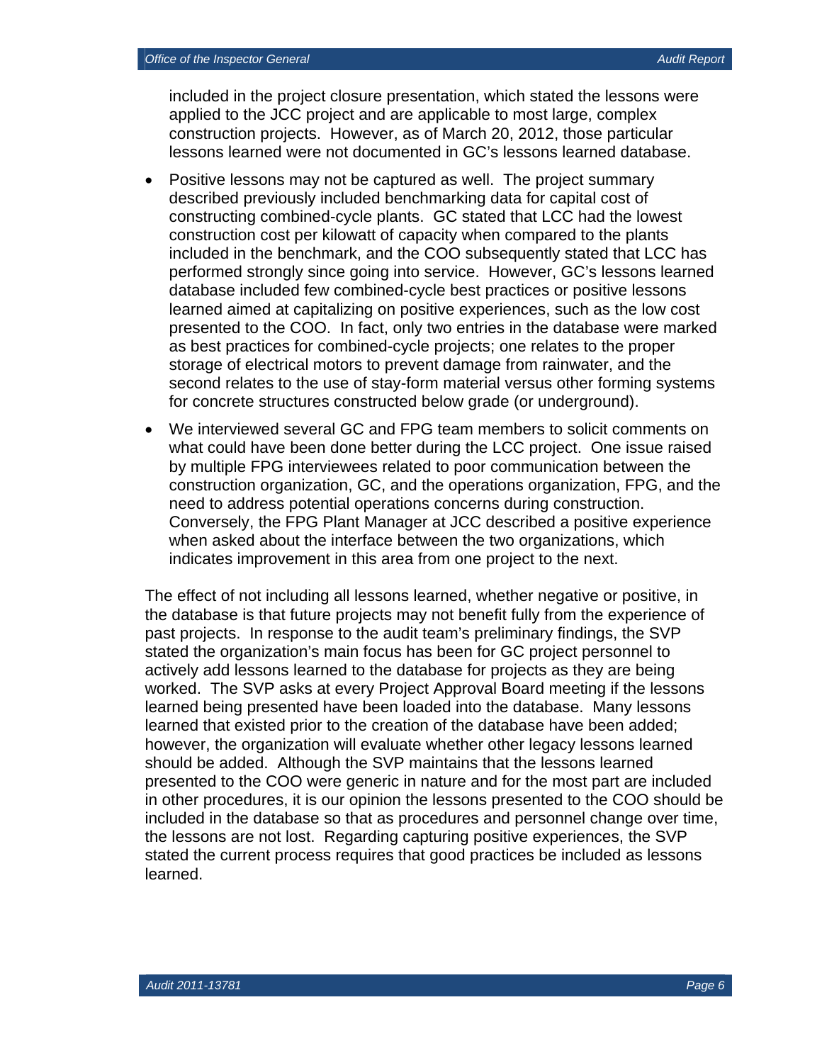included in the project closure presentation, which stated the lessons were applied to the JCC project and are applicable to most large, complex construction projects. However, as of March 20, 2012, those particular lessons learned were not documented in GC's lessons learned database.

- Positive lessons may not be captured as well. The project summary described previously included benchmarking data for capital cost of constructing combined-cycle plants. GC stated that LCC had the lowest construction cost per kilowatt of capacity when compared to the plants included in the benchmark, and the COO subsequently stated that LCC has performed strongly since going into service. However, GC's lessons learned database included few combined-cycle best practices or positive lessons learned aimed at capitalizing on positive experiences, such as the low cost presented to the COO. In fact, only two entries in the database were marked as best practices for combined-cycle projects; one relates to the proper storage of electrical motors to prevent damage from rainwater, and the second relates to the use of stay-form material versus other forming systems for concrete structures constructed below grade (or underground).
- We interviewed several GC and FPG team members to solicit comments on what could have been done better during the LCC project. One issue raised by multiple FPG interviewees related to poor communication between the construction organization, GC, and the operations organization, FPG, and the need to address potential operations concerns during construction. Conversely, the FPG Plant Manager at JCC described a positive experience when asked about the interface between the two organizations, which indicates improvement in this area from one project to the next.

The effect of not including all lessons learned, whether negative or positive, in the database is that future projects may not benefit fully from the experience of past projects. In response to the audit team's preliminary findings, the SVP stated the organization's main focus has been for GC project personnel to actively add lessons learned to the database for projects as they are being worked. The SVP asks at every Project Approval Board meeting if the lessons learned being presented have been loaded into the database. Many lessons learned that existed prior to the creation of the database have been added; however, the organization will evaluate whether other legacy lessons learned should be added. Although the SVP maintains that the lessons learned presented to the COO were generic in nature and for the most part are included in other procedures, it is our opinion the lessons presented to the COO should be included in the database so that as procedures and personnel change over time, the lessons are not lost. Regarding capturing positive experiences, the SVP stated the current process requires that good practices be included as lessons learned.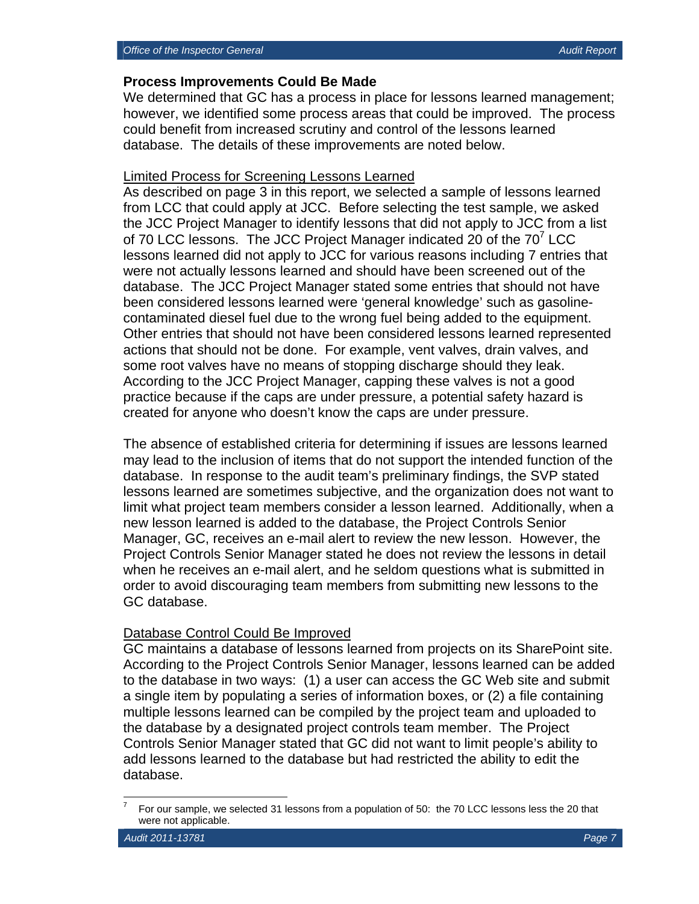### Process Improvements Could Be Made

We determined that GC has a process in place for lessons learned management; however, we identified some process areas that could be improved. The process could benefit from increased scrutiny and control of the lessons learned database. The details of these improvements are noted below.

Limited Process for Screening Lessons Learned

As described on page 3 in this report, we selected a sample of lessons learned from LCC that could apply at JCC. Before selecting the test sample, we asked the JCC Project Manager to identify lessons that did not apply to JCC from a list of 70 LCC lessons. The JCC Project Manager indicated 20 of the 70[7] LCC lessons learned did not apply to JCC for various reasons including 7 entries that were not actually lessons learned and should have been screened out of the database. The JCC Project Manager stated some entries that should not have been considered lessons learned were 'general knowledge' such as gasoline-contaminated diesel fuel due to the wrong fuel being added to the equipment. Other entries that should not have been considered lessons learned represented actions that should not be done. For example, vent valves, drain valves, and some root valves have no means of stopping discharge should they leak. According to the JCC Project Manager, capping these valves is not a good practice because if the caps are under pressure, a potential safety hazard is created for anyone who doesn't know the caps are under pressure.

The absence of established criteria for determining if issues are lessons learned may lead to the inclusion of items that do not support the intended function of the database. In response to the audit team's preliminary findings, the SVP stated lessons learned are sometimes subjective, and the organization does not want to limit what project team members consider a lesson learned. Additionally, when a new lesson learned is added to the database, the Project Controls Senior Manager, GC, receives an e-mail alert to review the new lesson. However, the Project Controls Senior Manager stated he does not review the lessons in detail when he receives an e-mail alert, and he seldom questions what is submitted in order to avoid discouraging team members from submitting new lessons to the GC database.

Database Control Could Be Improved

GC maintains a database of lessons learned from projects on its SharePoint site. According to the Project Controls Senior Manager, lessons learned can be added to the database in two ways: (1) a user can access the GC Web site and submit a single item by populating a series of information boxes, or (2) a file containing multiple lessons learned can be compiled by the project team and uploaded to the database by a designated project controls team member. The Project Controls Senior Manager stated that GC did not want to limit people's ability to add lessons learned to the database but had restricted the ability to edit the database.

---

[7] For our sample, we selected 31 lessons from a population of 50: the 70 LCC lessons less the 20 that were not applicable.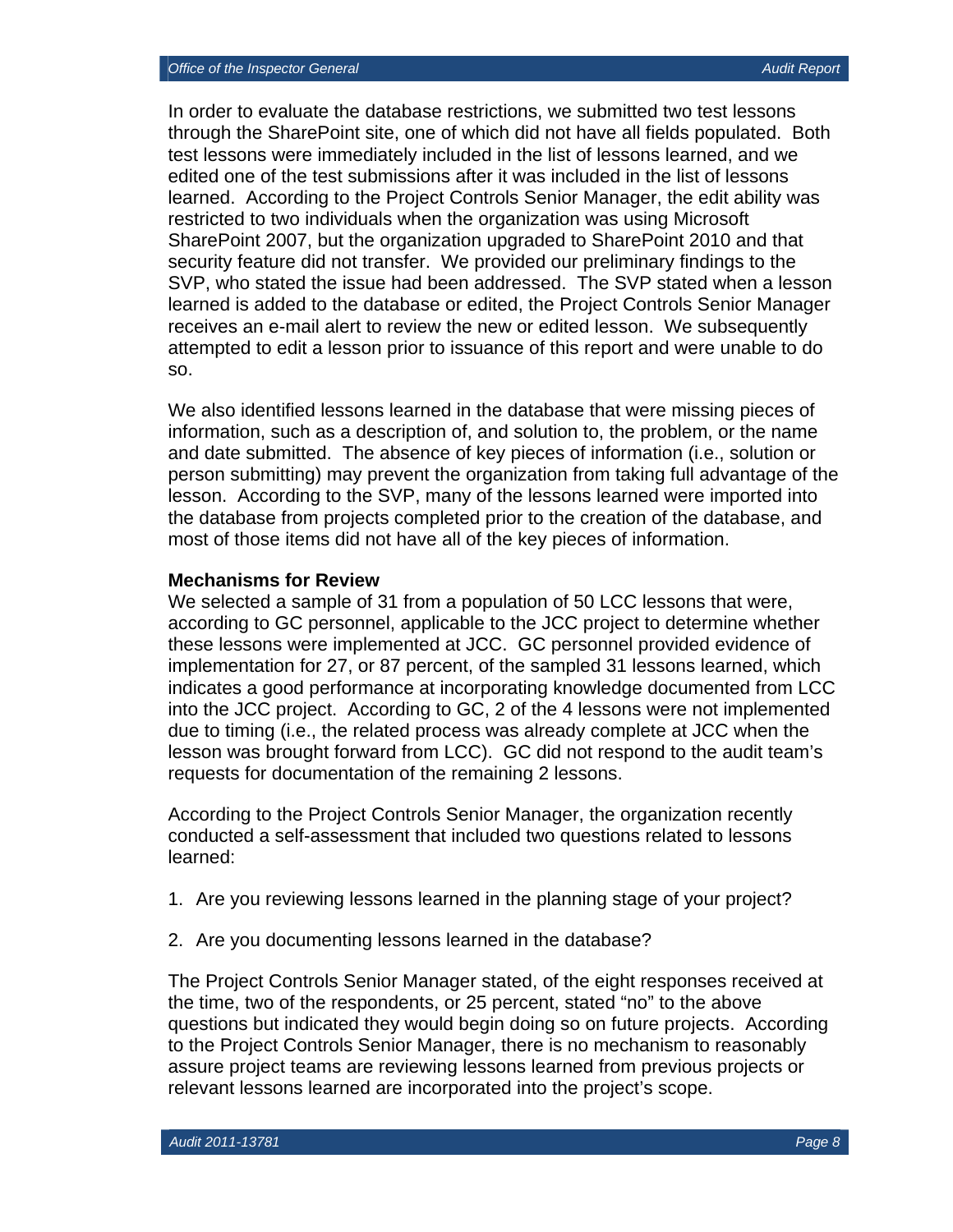In order to evaluate the database restrictions, we submitted two test lessons through the SharePoint site, one of which did not have all fields populated. Both test lessons were immediately included in the list of lessons learned, and we edited one of the test submissions after it was included in the list of lessons learned. According to the Project Controls Senior Manager, the edit ability was restricted to two individuals when the organization was using Microsoft SharePoint 2007, but the organization upgraded to SharePoint 2010 and that security feature did not transfer. We provided our preliminary findings to the SVP, who stated the issue had been addressed. The SVP stated when a lesson learned is added to the database or edited, the Project Controls Senior Manager receives an e-mail alert to review the new or edited lesson. We subsequently attempted to edit a lesson prior to issuance of this report and were unable to do so.

We also identified lessons learned in the database that were missing pieces of information, such as a description of, and solution to, the problem, or the name and date submitted. The absence of key pieces of information (i.e., solution or person submitting) may prevent the organization from taking full advantage of the lesson. According to the SVP, many of the lessons learned were imported into the database from projects completed prior to the creation of the database, and most of those items did not have all of the key pieces of information.

**Mechanisms for Review**

We selected a sample of 31 from a population of 50 LCC lessons that were, according to GC personnel, applicable to the JCC project to determine whether these lessons were implemented at JCC. GC personnel provided evidence of implementation for 27, or 87 percent, of the sampled 31 lessons learned, which indicates a good performance at incorporating knowledge documented from LCC into the JCC project. According to GC, 2 of the 4 lessons were not implemented due to timing (i.e., the related process was already complete at JCC when the lesson was brought forward from LCC). GC did not respond to the audit team's requests for documentation of the remaining 2 lessons.

According to the Project Controls Senior Manager, the organization recently conducted a self-assessment that included two questions related to lessons learned:

1. Are you reviewing lessons learned in the planning stage of your project?

2. Are you documenting lessons learned in the database?

The Project Controls Senior Manager stated, of the eight responses received at the time, two of the respondents, or 25 percent, stated "no" to the above questions but indicated they would begin doing so on future projects. According to the Project Controls Senior Manager, there is no mechanism to reasonably assure project teams are reviewing lessons learned from previous projects or relevant lessons learned are incorporated into the project's scope.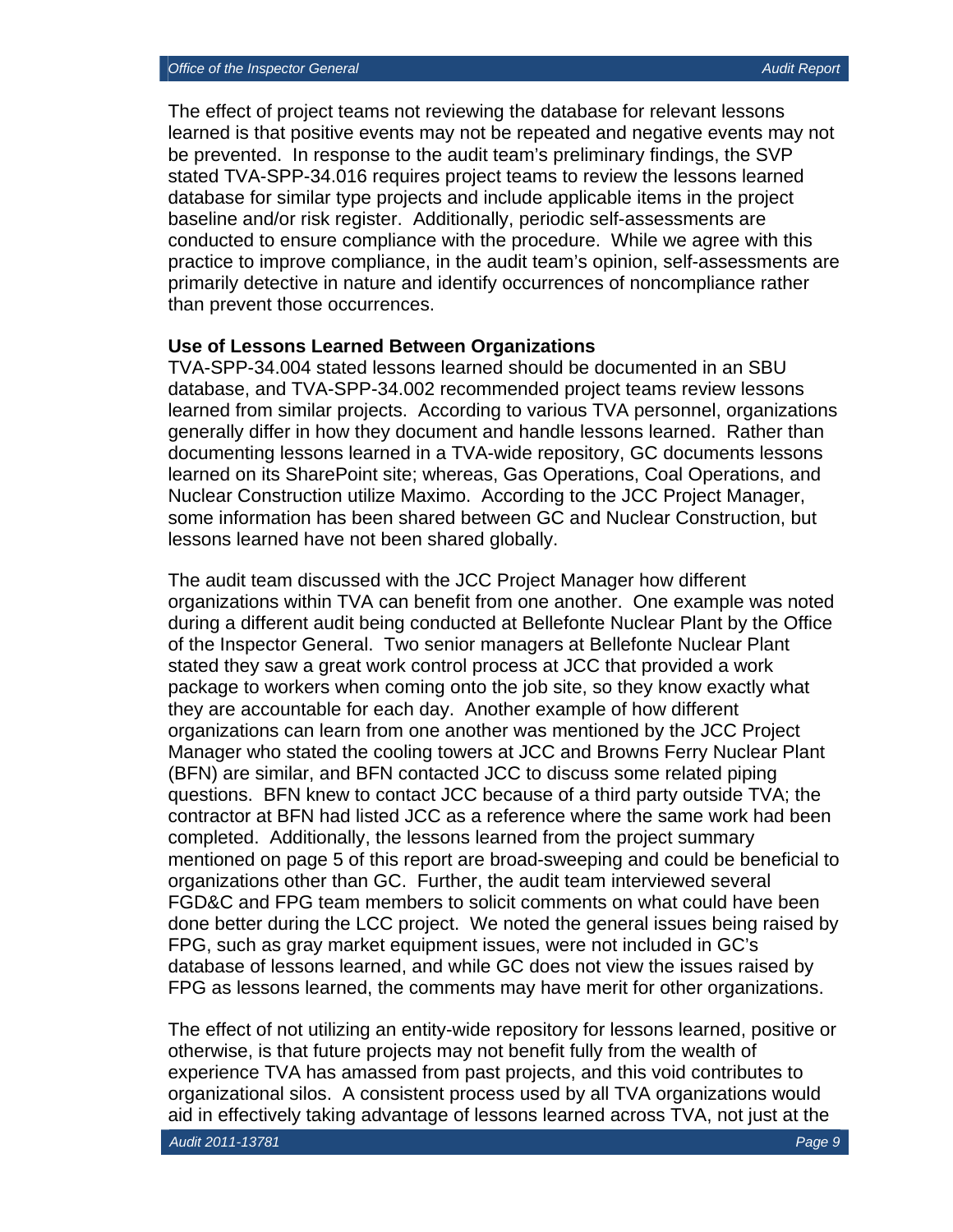The effect of project teams not reviewing the database for relevant lessons learned is that positive events may not be repeated and negative events may not be prevented. In response to the audit team's preliminary findings, the SVP stated TVA-SPP-34.016 requires project teams to review the lessons learned database for similar type projects and include applicable items in the project baseline and/or risk register. Additionally, periodic self-assessments are conducted to ensure compliance with the procedure. While we agree with this practice to improve compliance, in the audit team's opinion, self-assessments are primarily detective in nature and identify occurrences of noncompliance rather than prevent those occurrences.

**Use of Lessons Learned Between Organizations**

TVA-SPP-34.004 stated lessons learned should be documented in an SBU database, and TVA-SPP-34.002 recommended project teams review lessons learned from similar projects. According to various TVA personnel, organizations generally differ in how they document and handle lessons learned. Rather than documenting lessons learned in a TVA-wide repository, GC documents lessons learned on its SharePoint site; whereas, Gas Operations, Coal Operations, and Nuclear Construction utilize Maximo. According to the JCC Project Manager, some information has been shared between GC and Nuclear Construction, but lessons learned have not been shared globally.

The audit team discussed with the JCC Project Manager how different organizations within TVA can benefit from one another. One example was noted during a different audit being conducted at Bellefonte Nuclear Plant by the Office of the Inspector General. Two senior managers at Bellefonte Nuclear Plant stated they saw a great work control process at JCC that provided a work package to workers when coming onto the job site, so they know exactly what they are accountable for each day. Another example of how different organizations can learn from one another was mentioned by the JCC Project Manager who stated the cooling towers at JCC and Browns Ferry Nuclear Plant (BFN) are similar, and BFN contacted JCC to discuss some related piping questions. BFN knew to contact JCC because of a third party outside TVA; the contractor at BFN had listed JCC as a reference where the same work had been completed. Additionally, the lessons learned from the project summary mentioned on page 5 of this report are broad-sweeping and could be beneficial to organizations other than GC. Further, the audit team interviewed several FGD&C and FPG team members to solicit comments on what could have been done better during the LCC project. We noted the general issues being raised by FPG, such as gray market equipment issues, were not included in GC's database of lessons learned, and while GC does not view the issues raised by FPG as lessons learned, the comments may have merit for other organizations.

The effect of not utilizing an entity-wide repository for lessons learned, positive or otherwise, is that future projects may not benefit fully from the wealth of experience TVA has amassed from past projects, and this void contributes to organizational silos. A consistent process used by all TVA organizations would aid in effectively taking advantage of lessons learned across TVA, not just at the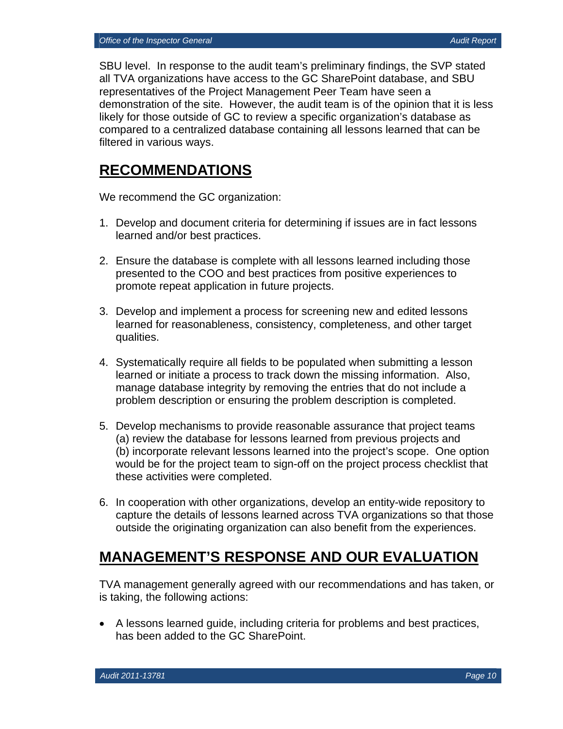SBU level. In response to the audit team's preliminary findings, the SVP stated all TVA organizations have access to the GC SharePoint database, and SBU representatives of the Project Management Peer Team have seen a demonstration of the site. However, the audit team is of the opinion that it is less likely for those outside of GC to review a specific organization's database as compared to a centralized database containing all lessons learned that can be filtered in various ways.

## RECOMMENDATIONS

We recommend the GC organization:

1. Develop and document criteria for determining if issues are in fact lessons learned and/or best practices.

2. Ensure the database is complete with all lessons learned including those presented to the COO and best practices from positive experiences to promote repeat application in future projects.

3. Develop and implement a process for screening new and edited lessons learned for reasonableness, consistency, completeness, and other target qualities.

4. Systematically require all fields to be populated when submitting a lesson learned or initiate a process to track down the missing information. Also, manage database integrity by removing the entries that do not include a problem description or ensuring the problem description is completed.

5. Develop mechanisms to provide reasonable assurance that project teams (a) review the database for lessons learned from previous projects and (b) incorporate relevant lessons learned into the project's scope. One option would be for the project team to sign-off on the project process checklist that these activities were completed.

6. In cooperation with other organizations, develop an entity-wide repository to capture the details of lessons learned across TVA organizations so that those outside the originating organization can also benefit from the experiences.

## MANAGEMENT'S RESPONSE AND OUR EVALUATION

TVA management generally agreed with our recommendations and has taken, or is taking, the following actions:

- A lessons learned guide, including criteria for problems and best practices, has been added to the GC SharePoint.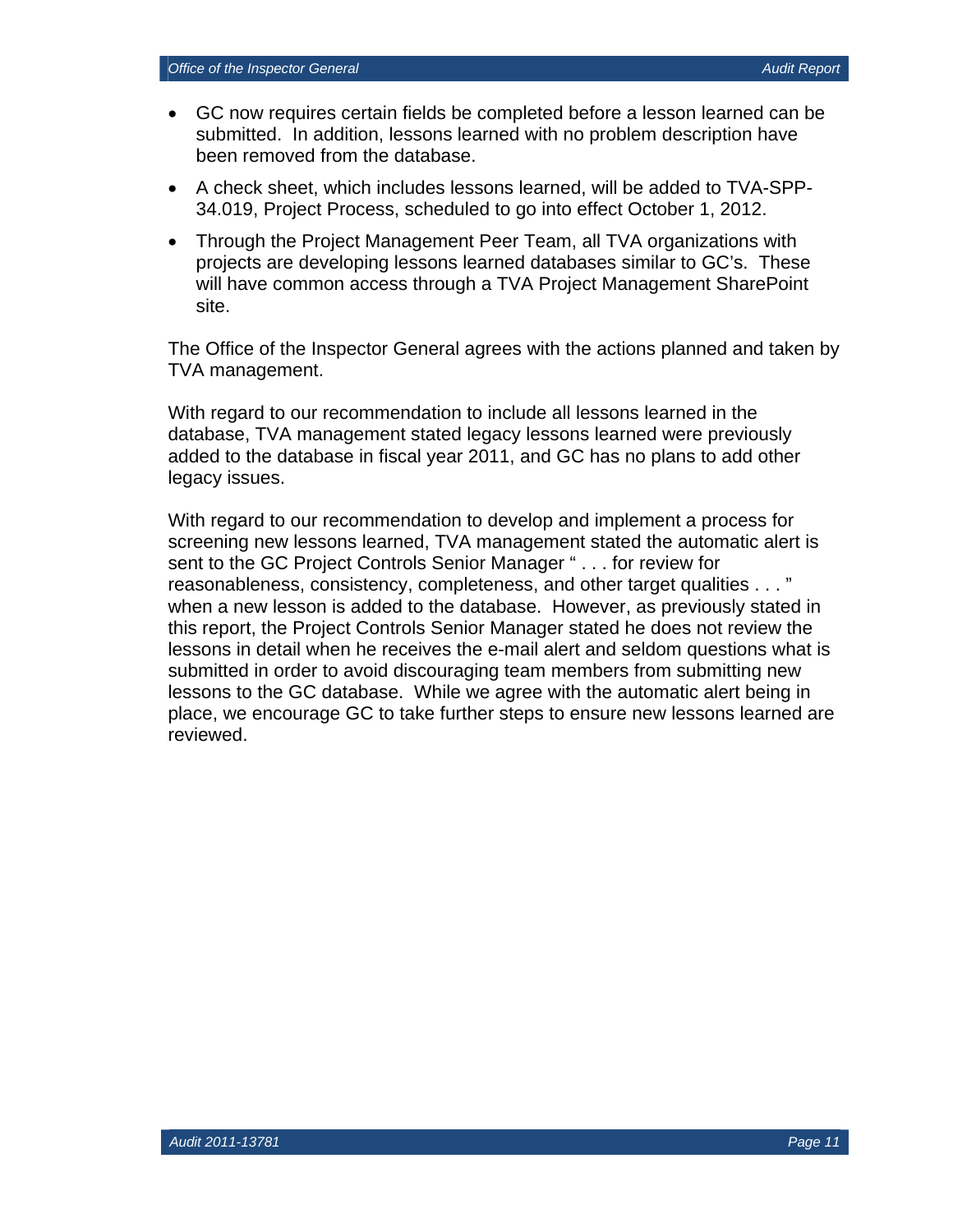- GC now requires certain fields be completed before a lesson learned can be submitted. In addition, lessons learned with no problem description have been removed from the database.
- A check sheet, which includes lessons learned, will be added to TVA-SPP-34.019, Project Process, scheduled to go into effect October 1, 2012.
- Through the Project Management Peer Team, all TVA organizations with projects are developing lessons learned databases similar to GC's. These will have common access through a TVA Project Management SharePoint site.

The Office of the Inspector General agrees with the actions planned and taken by TVA management.

With regard to our recommendation to include all lessons learned in the database, TVA management stated legacy lessons learned were previously added to the database in fiscal year 2011, and GC has no plans to add other legacy issues.

With regard to our recommendation to develop and implement a process for screening new lessons learned, TVA management stated the automatic alert is sent to the GC Project Controls Senior Manager " . . . for review for reasonableness, consistency, completeness, and other target qualities . . . " when a new lesson is added to the database. However, as previously stated in this report, the Project Controls Senior Manager stated he does not review the lessons in detail when he receives the e-mail alert and seldom questions what is submitted in order to avoid discouraging team members from submitting new lessons to the GC database. While we agree with the automatic alert being in place, we encourage GC to take further steps to ensure new lessons learned are reviewed.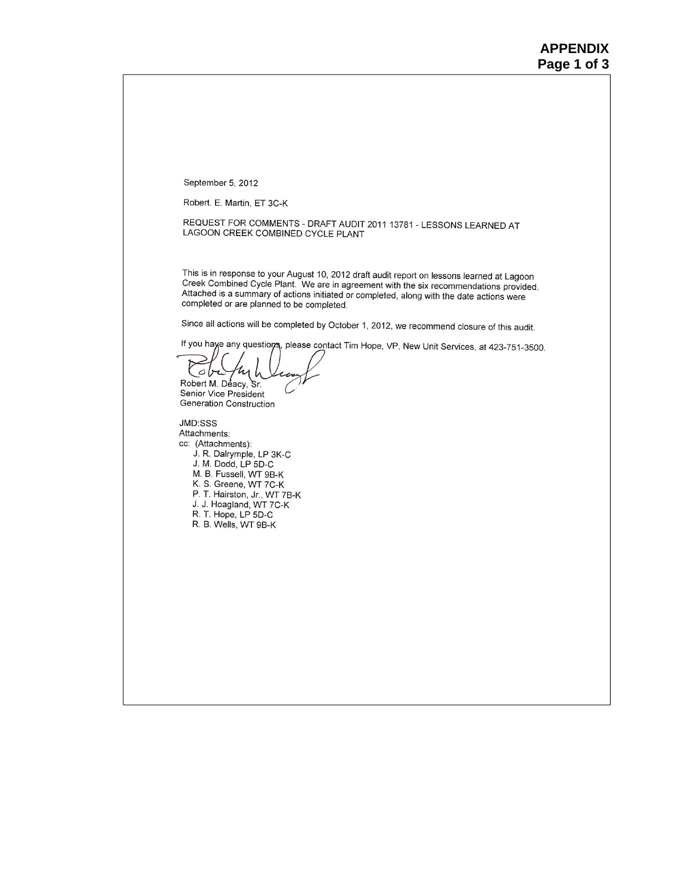**APPENDIX**

September 5, 2012

Robert. E. Martin, ET 3C-K

REQUEST FOR COMMENTS - DRAFT AUDIT 2011 13781 - LESSONS LEARNED AT LAGOON CREEK COMBINED CYCLE PLANT

This is in response to your August 10, 2012 draft audit report on lessons learned at Lagoon Creek Combined Cycle Plant. We are in agreement with the six recommendations provided. Attached is a summary of actions initiated or completed, along with the date actions were completed or are planned to be completed.

Since all actions will be completed by October 1, 2012, we recommend closure of this audit.

If you have any questions, please contact Tim Hope, VP, New Unit Services, at 423-751-3500.

Robert M. Deacy, Sr.
Senior Vice President
Generation Construction

JMD:SSS
Attachments:
cc: (Attachments):
- J. R. Dalrymple, LP 3K-C
- J. M. Dodd, LP 5D-C
- M. B. Fussell, WT 9B-K
- K. S. Greene, WT 7C-K
- P. T. Hairston, Jr., WT 7B-K
- J. J. Hoagland, WT 7C-K
- R. T. Hope, LP 5D-C
- R. B. Wells, WT 9B-K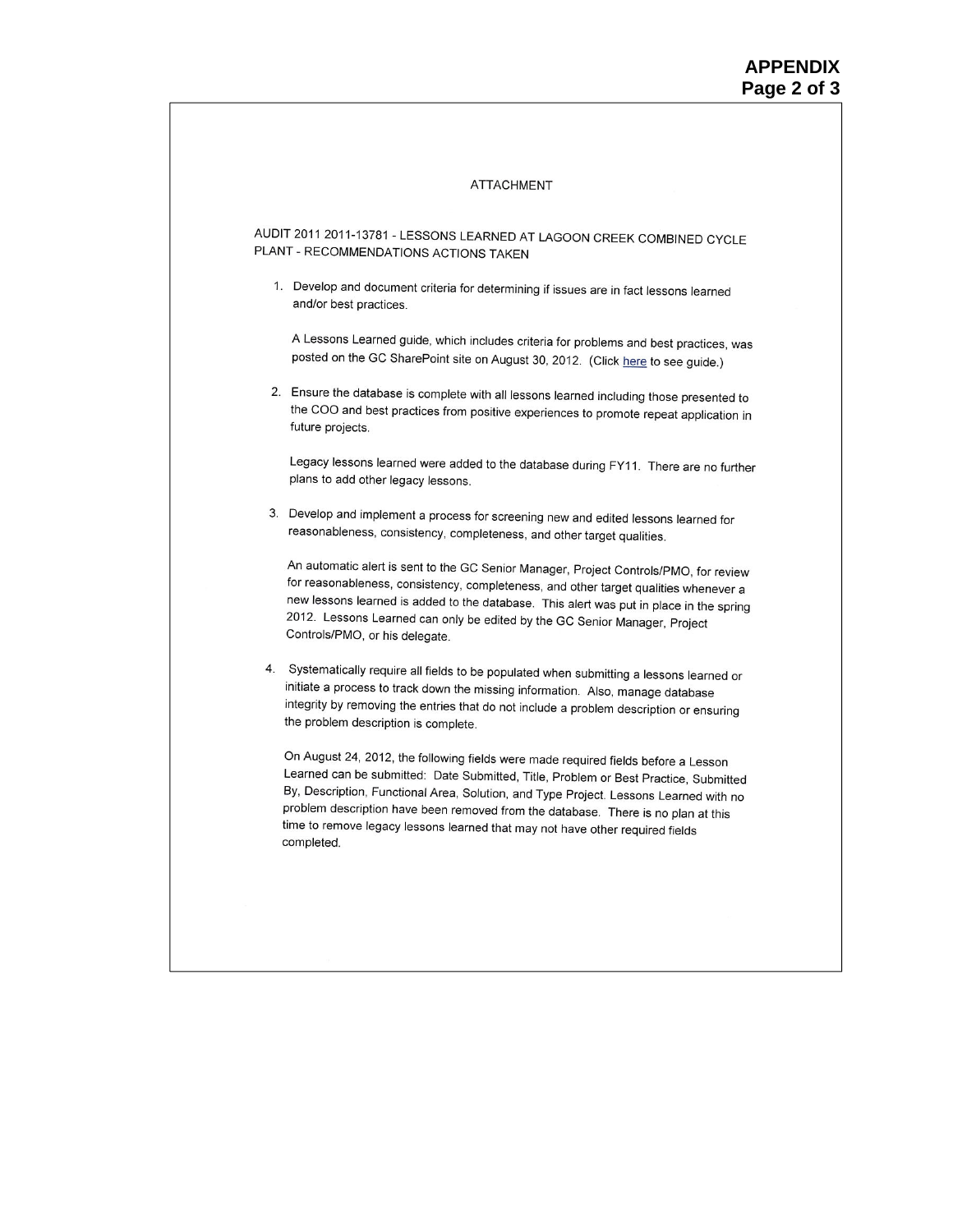**APPENDIX**
**Page 2 of 3**

ATTACHMENT

AUDIT 2011 2011-13781 - LESSONS LEARNED AT LAGOON CREEK COMBINED CYCLE PLANT - RECOMMENDATIONS ACTIONS TAKEN

1. Develop and document criteria for determining if issues are in fact lessons learned and/or best practices.

   A Lessons Learned guide, which includes criteria for problems and best practices, was posted on the GC SharePoint site on August 30, 2012. (Click here to see guide.)

2. Ensure the database is complete with all lessons learned including those presented to the COO and best practices from positive experiences to promote repeat application in future projects.

   Legacy lessons learned were added to the database during FY11. There are no further plans to add other legacy lessons.

3. Develop and implement a process for screening new and edited lessons learned for reasonableness, consistency, completeness, and other target qualities.

   An automatic alert is sent to the GC Senior Manager, Project Controls/PMO, for review for reasonableness, consistency, completeness, and other target qualities whenever a new lessons learned is added to the database. This alert was put in place in the spring 2012. Lessons Learned can only be edited by the GC Senior Manager, Project Controls/PMO, or his delegate.

4. Systematically require all fields to be populated when submitting a lessons learned or initiate a process to track down the missing information. Also, manage database integrity by removing the entries that do not include a problem description or ensuring the problem description is complete.

   On August 24, 2012, the following fields were made required fields before a Lesson Learned can be submitted: Date Submitted, Title, Problem or Best Practice, Submitted By, Description, Functional Area, Solution, and Type Project. Lessons Learned with no problem description have been removed from the database. There is no plan at this time to remove legacy lessons learned that may not have other required fields completed.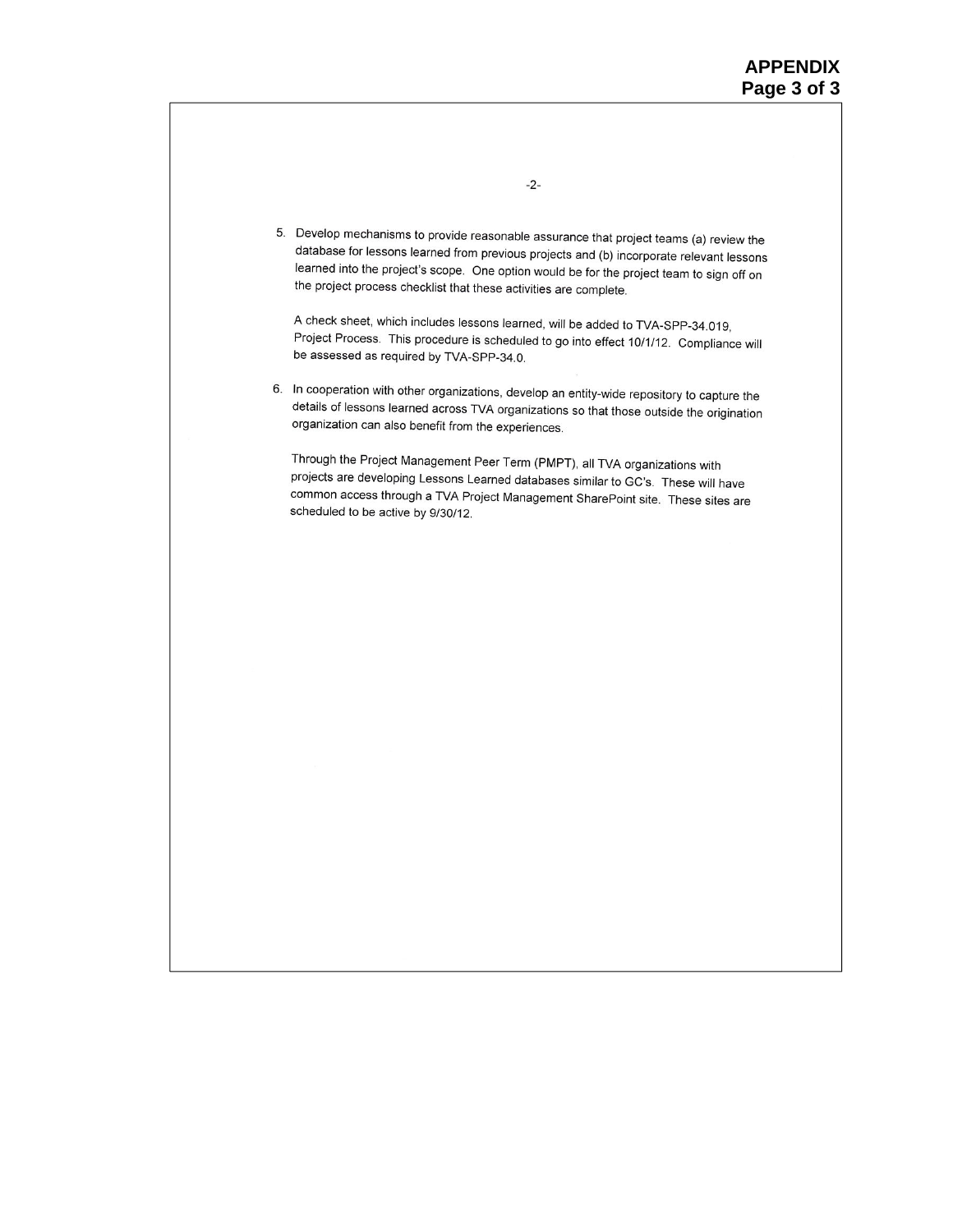5. Develop mechanisms to provide reasonable assurance that project teams (a) review the database for lessons learned from previous projects and (b) incorporate relevant lessons learned into the project's scope. One option would be for the project team to sign off on the project process checklist that these activities are complete.

   A check sheet, which includes lessons learned, will be added to TVA-SPP-34.019, Project Process. This procedure is scheduled to go into effect 10/1/12. Compliance will be assessed as required by TVA-SPP-34.0.

6. In cooperation with other organizations, develop an entity-wide repository to capture the details of lessons learned across TVA organizations so that those outside the origination organization can also benefit from the experiences.

   Through the Project Management Peer Term (PMPT), all TVA organizations with projects are developing Lessons Learned databases similar to GC's. These will have common access through a TVA Project Management SharePoint site. These sites are scheduled to be active by 9/30/12.